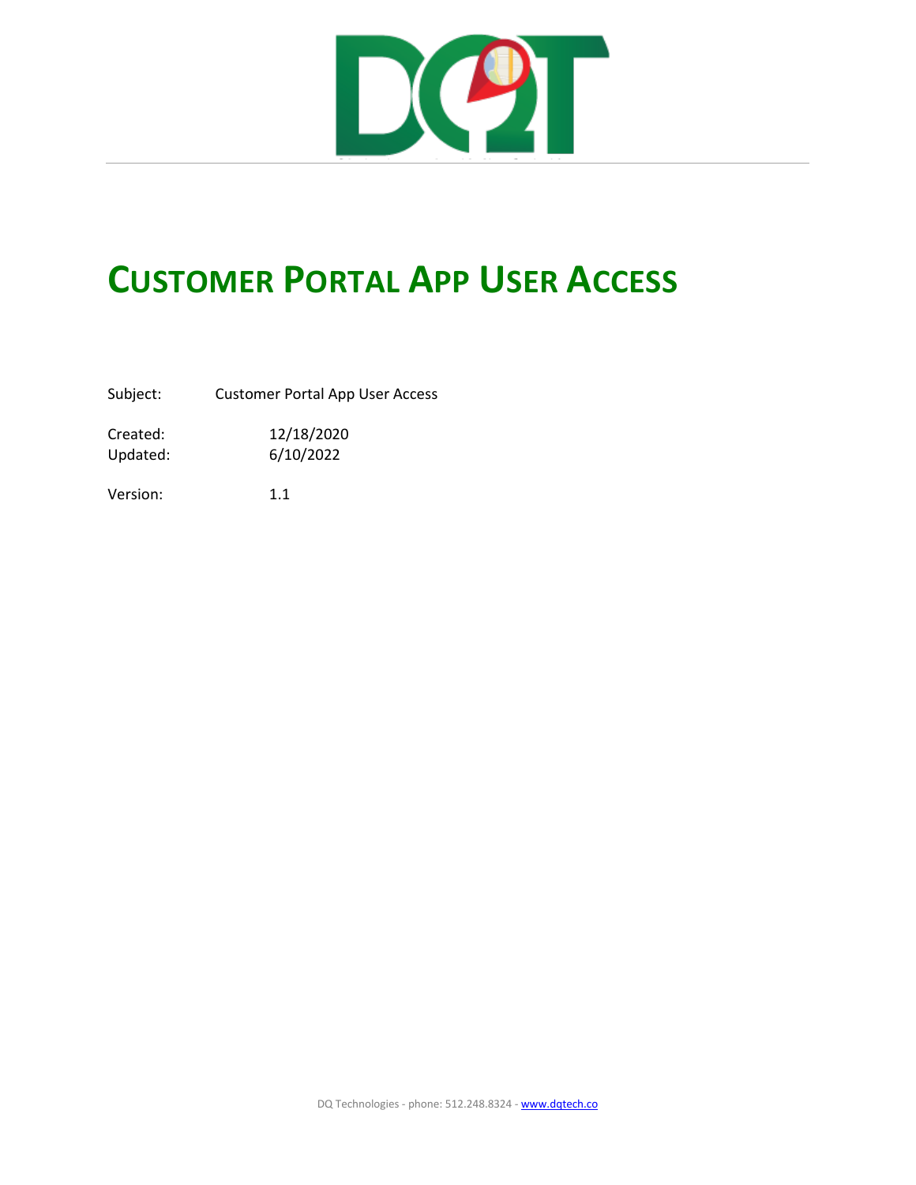# Customer Portal App User Access

| | |
|---|---|
| Subject: | Customer Portal App User Access |
| Created: | 12/18/2020 |
| Updated: | 6/10/2022 |
| Version: | 1.1 |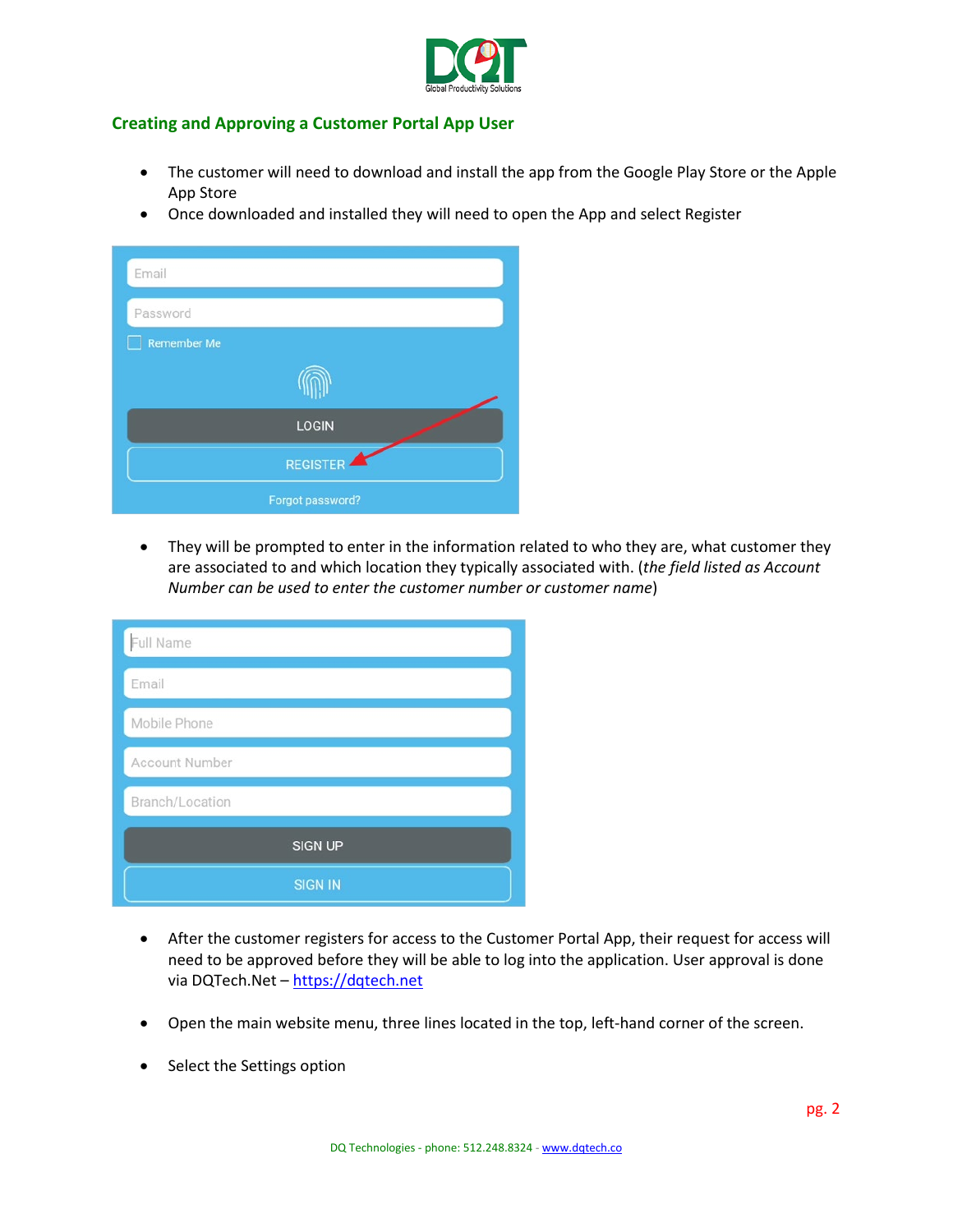## Creating and Approving a Customer Portal App User

- The customer will need to download and install the app from the Google Play Store or the Apple App Store
- Once downloaded and installed they will need to open the App and select Register

- They will be prompted to enter in the information related to who they are, what customer they are associated to and which location they typically associated with. (*the field listed as Account Number can be used to enter the customer number or customer name*)

- After the customer registers for access to the Customer Portal App, their request for access will need to be approved before they will be able to log into the application. User approval is done via DQTech.Net – [https://dqtech.net](https://dqtech.net)

- Open the main website menu, three lines located in the top, left-hand corner of the screen.

- Select the Settings option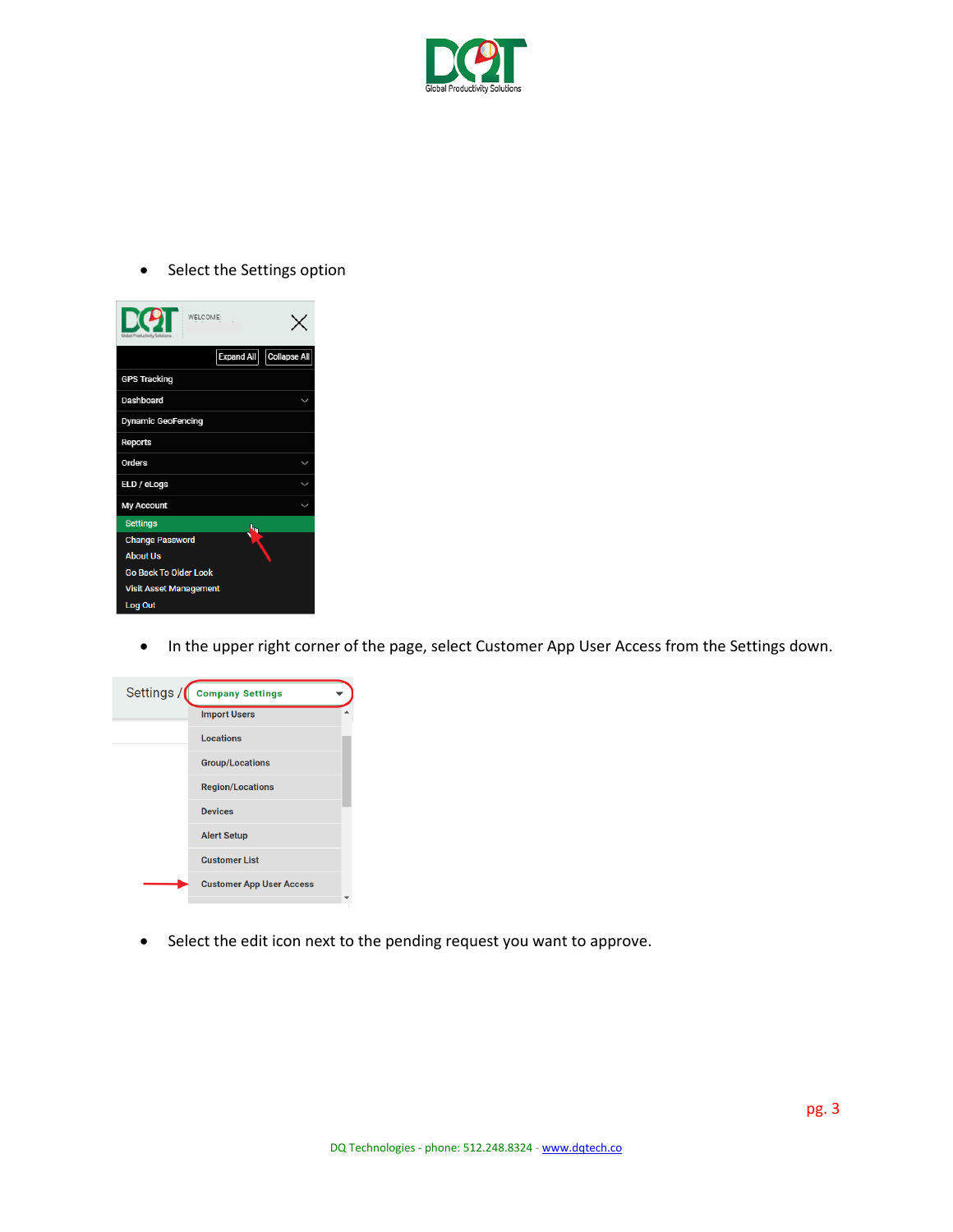- Select the Settings option

- In the upper right corner of the page, select Customer App User Access from the Settings down.

- Select the edit icon next to the pending request you want to approve.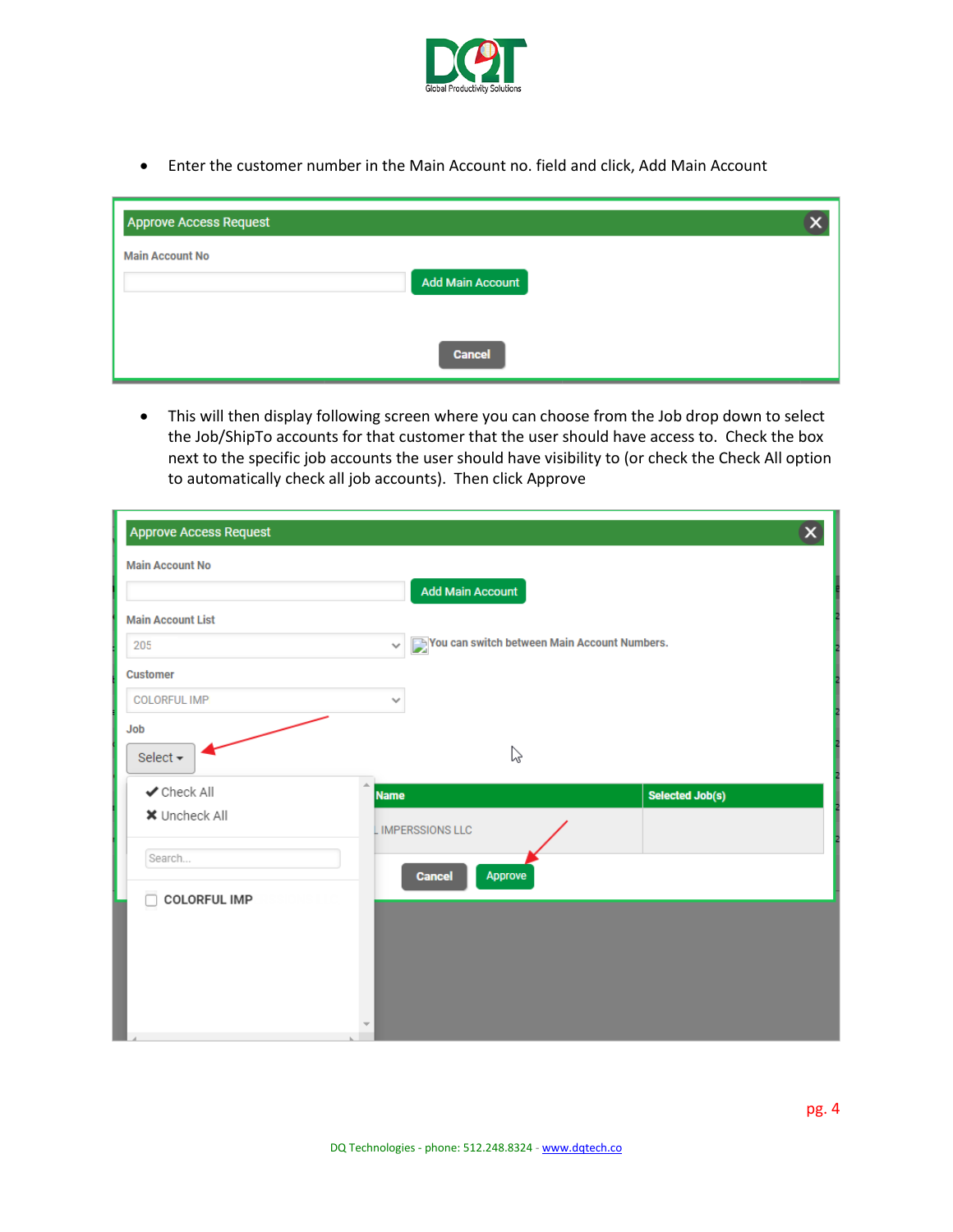- Enter the customer number in the Main Account no. field and click, Add Main Account

- This will then display following screen where you can choose from the Job drop down to select the Job/ShipTo accounts for that customer that the user should have access to. Check the box next to the specific job accounts the user should have visibility to (or check the Check All option to automatically check all job accounts). Then click Approve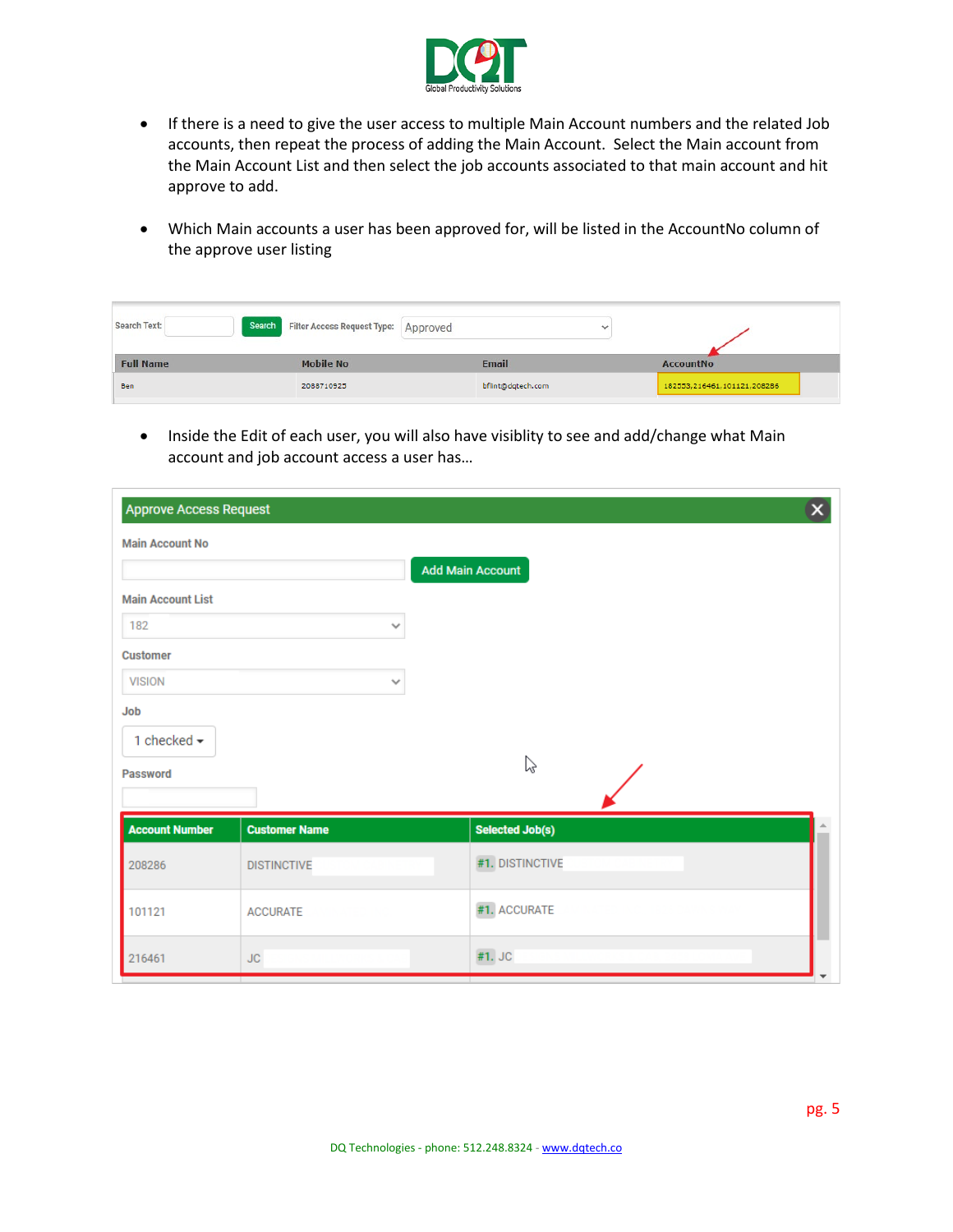- If there is a need to give the user access to multiple Main Account numbers and the related Job accounts, then repeat the process of adding the Main Account. Select the Main account from the Main Account List and then select the job accounts associated to that main account and hit approve to add.

- Which Main accounts a user has been approved for, will be listed in the AccountNo column of the approve user listing

Search Text: Search Filter Access Request Type: Approved

| Full Name | Mobile No | Email | AccountNo |
|---|---|---|---|
| Ben | 2088710925 | bflint@dqtech.com | 182553,216461,101121,208286 |

- Inside the Edit of each user, you will also have visiblity to see and add/change what Main account and job account access a user has…

Approve Access Request

Main Account No

Add Main Account

Main Account List

182

Customer

VISION

Job

1 checked

Password

| Account Number | Customer Name | Selected Job(s) |
|---|---|---|
| 208286 | DISTINCTIVE | #1. DISTINCTIVE |
| 101121 | ACCURATE | #1. ACCURATE |
| 216461 | JC | #1. JC |

DQ Technologies - phone: 512.248.8324 - www.dqtech.co